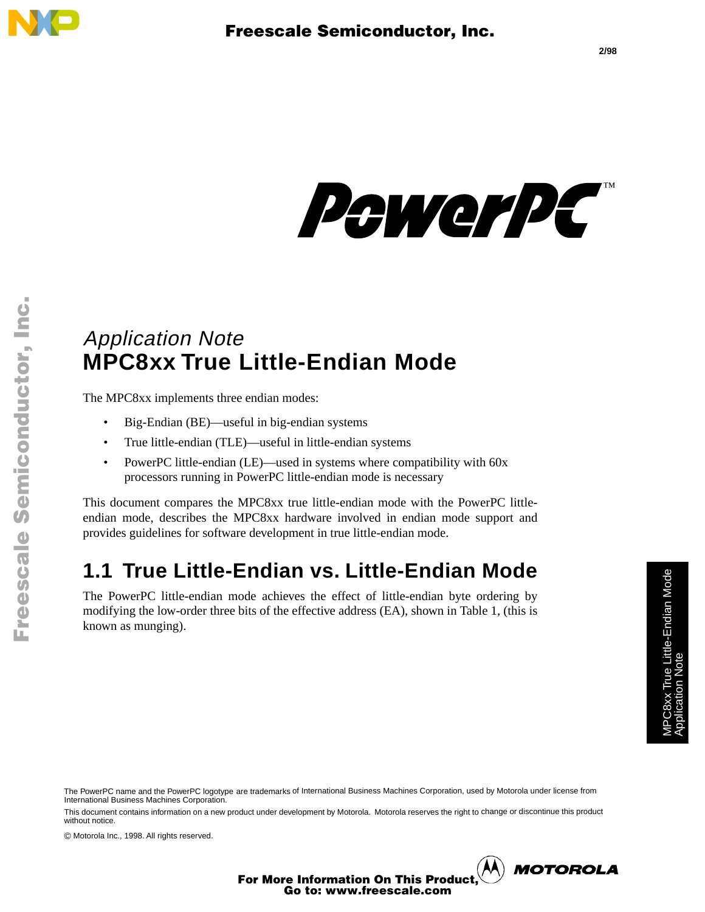*Application Note*

# MPC8xx True Little-Endian Mode

The MPC8xx implements three endian modes:

- Big-Endian (BE)—useful in big-endian systems
- True little-endian (TLE)—useful in little-endian systems
- PowerPC little-endian (LE)—used in systems where compatibility with 60x processors running in PowerPC little-endian mode is necessary

This document compares the MPC8xx true little-endian mode with the PowerPC little-endian mode, describes the MPC8xx hardware involved in endian mode support and provides guidelines for software development in true little-endian mode.

## 1.1 True Little-Endian vs. Little-Endian Mode

The PowerPC little-endian mode achieves the effect of little-endian byte ordering by modifying the low-order three bits of the effective address (EA), shown in Table 1, (this is known as munging).

The PowerPC name and the PowerPC logotype are trademarks of International Business Machines Corporation, used by Motorola under license from International Business Machines Corporation.

This document contains information on a new product under development by Motorola. Motorola reserves the right to change or discontinue this product without notice.

© Motorola Inc., 1998. All rights reserved.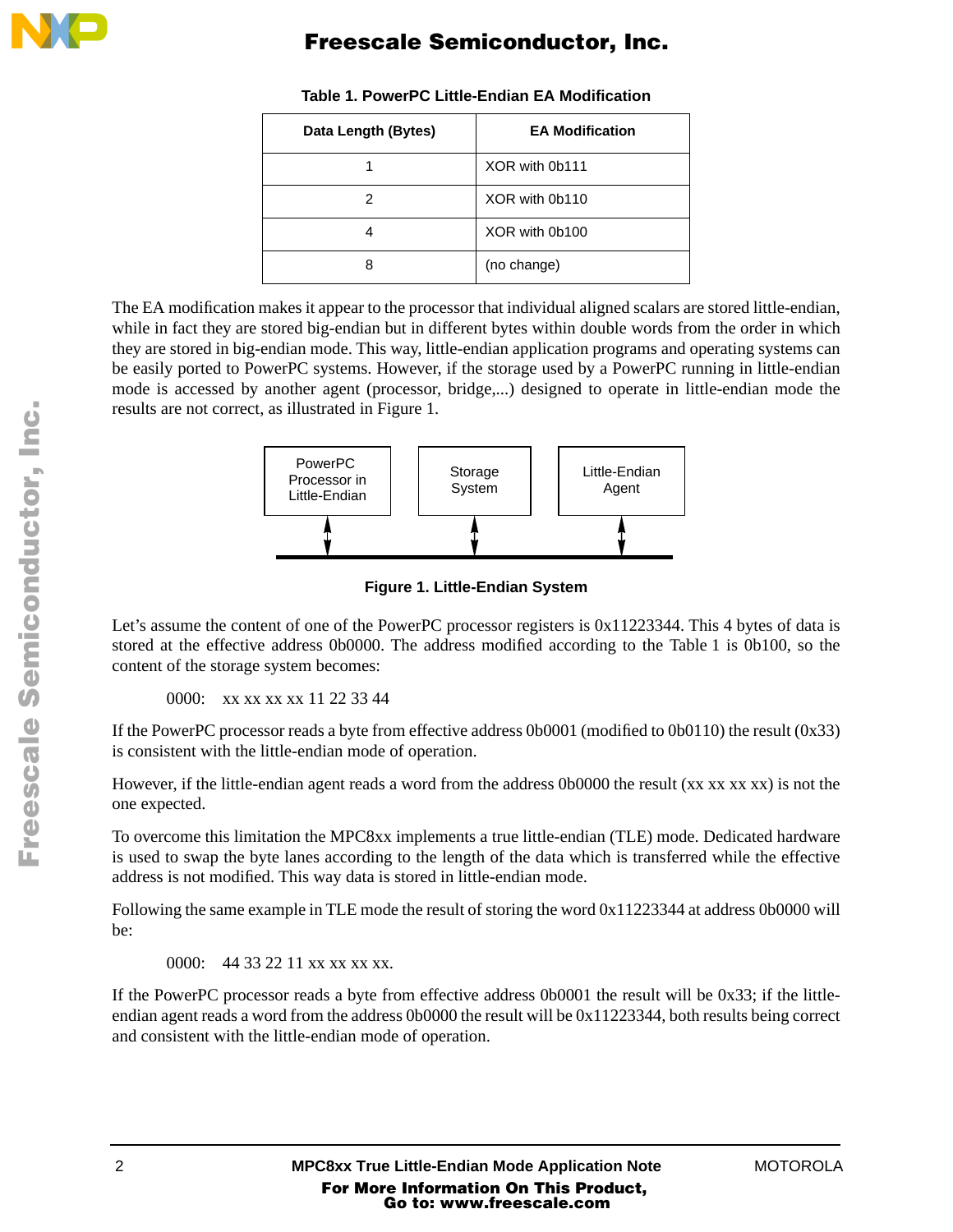**Table 1. PowerPC Little-Endian EA Modification**

| Data Length (Bytes) | EA Modification |
|---|---|
| 1 | XOR with 0b111 |
| 2 | XOR with 0b110 |
| 4 | XOR with 0b100 |
| 8 | (no change) |

The EA modification makes it appear to the processor that individual aligned scalars are stored little-endian, while in fact they are stored big-endian but in different bytes within double words from the order in which they are stored in big-endian mode. This way, little-endian application programs and operating systems can be easily ported to PowerPC systems. However, if the storage used by a PowerPC running in little-endian mode is accessed by another agent (processor, bridge,...) designed to operate in little-endian mode the results are not correct, as illustrated in Figure 1.

PowerPC Processor in Little-Endian | Storage System | Little-Endian Agent

**Figure 1. Little-Endian System**

Let's assume the content of one of the PowerPC processor registers is 0x11223344. This 4 bytes of data is stored at the effective address 0b0000. The address modified according to the Table 1 is 0b100, so the content of the storage system becomes:

```
0000:    xx xx xx xx 11 22 33 44
```

If the PowerPC processor reads a byte from effective address 0b0001 (modified to 0b0110) the result (0x33) is consistent with the little-endian mode of operation.

However, if the little-endian agent reads a word from the address 0b0000 the result (xx xx xx xx) is not the one expected.

To overcome this limitation the MPC8xx implements a true little-endian (TLE) mode. Dedicated hardware is used to swap the byte lanes according to the length of the data which is transferred while the effective address is not modified. This way data is stored in little-endian mode.

Following the same example in TLE mode the result of storing the word 0x11223344 at address 0b0000 will be:

```
0000:    44 33 22 11 xx xx xx xx.
```

If the PowerPC processor reads a byte from effective address 0b0001 the result will be 0x33; if the little-endian agent reads a word from the address 0b0000 the result will be 0x11223344, both results being correct and consistent with the little-endian mode of operation.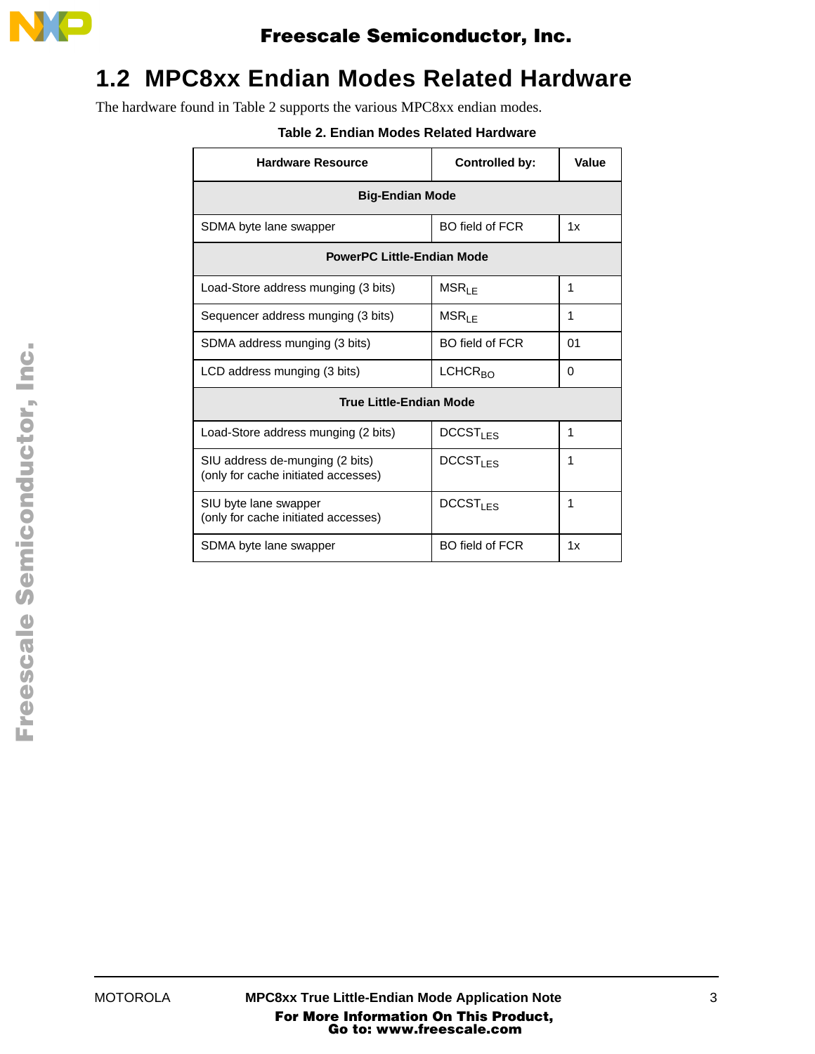## 1.2 MPC8xx Endian Modes Related Hardware

The hardware found in Table 2 supports the various MPC8xx endian modes.

**Table 2. Endian Modes Related Hardware**

| Hardware Resource | Controlled by: | Value |
|---|---|---|
| **Big-Endian Mode** | | |
| SDMA byte lane swapper | BO field of FCR | 1x |
| **PowerPC Little-Endian Mode** | | |
| Load-Store address munging (3 bits) | $MSR_{LE}$ | 1 |
| Sequencer address munging (3 bits) | $MSR_{LE}$ | 1 |
| SDMA address munging (3 bits) | BO field of FCR | 01 |
| LCD address munging (3 bits) | $LCHCR_{BO}$ | 0 |
| **True Little-Endian Mode** | | |
| Load-Store address munging (2 bits) | $DCCST_{LES}$ | 1 |
| SIU address de-munging (2 bits) (only for cache initiated accesses) | $DCCST_{LES}$ | 1 |
| SIU byte lane swapper (only for cache initiated accesses) | $DCCST_{LES}$ | 1 |
| SDMA byte lane swapper | BO field of FCR | 1x |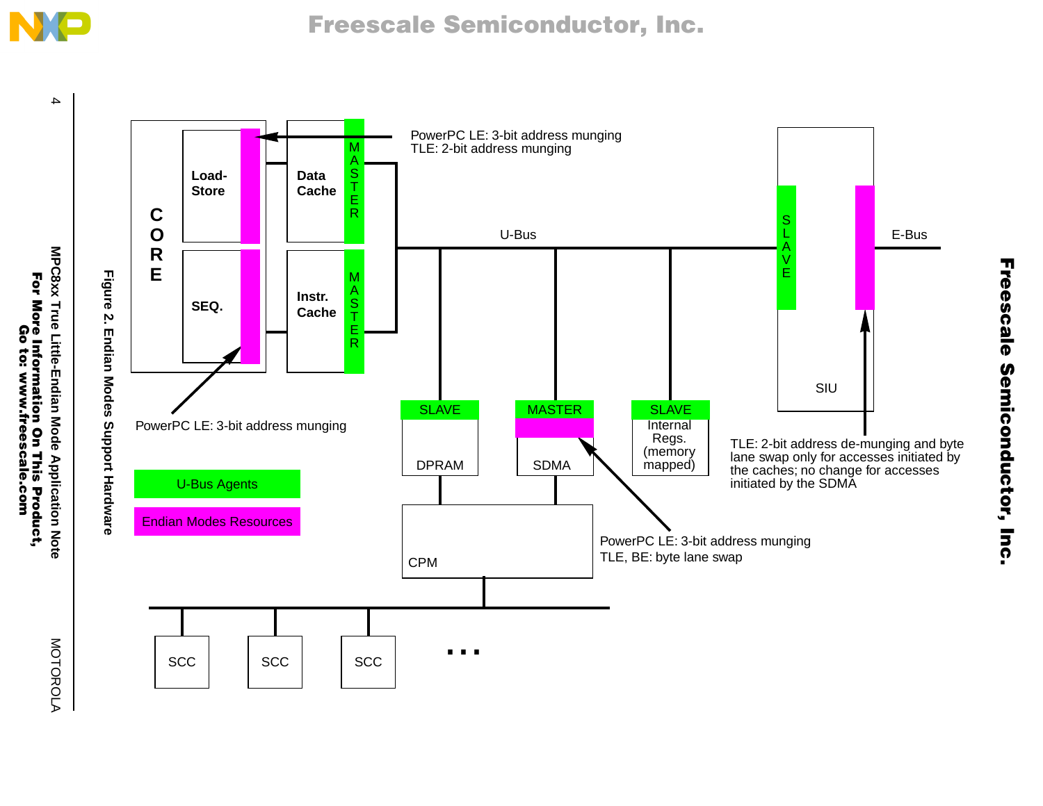CORE

Load-Store

SEQ.

Data Cache

Instr. Cache

MASTER

MASTER

PowerPC LE: 3-bit address munging
TLE: 2-bit address munging

U-Bus

SLAVE

SIU

E-Bus

SLAVE
DPRAM

MASTER
SDMA

SLAVE
Internal Regs. (memory mapped)

CPM

SCC

SCC

SCC

. . .

PowerPC LE: 3-bit address munging

U-Bus Agents

Endian Modes Resources

PowerPC LE: 3-bit address munging
TLE, BE: byte lane swap

TLE: 2-bit address de-munging and byte lane swap only for accesses initiated by the caches; no change for accesses initiated by the SDMA

Figure 2. Endian Modes Support Hardware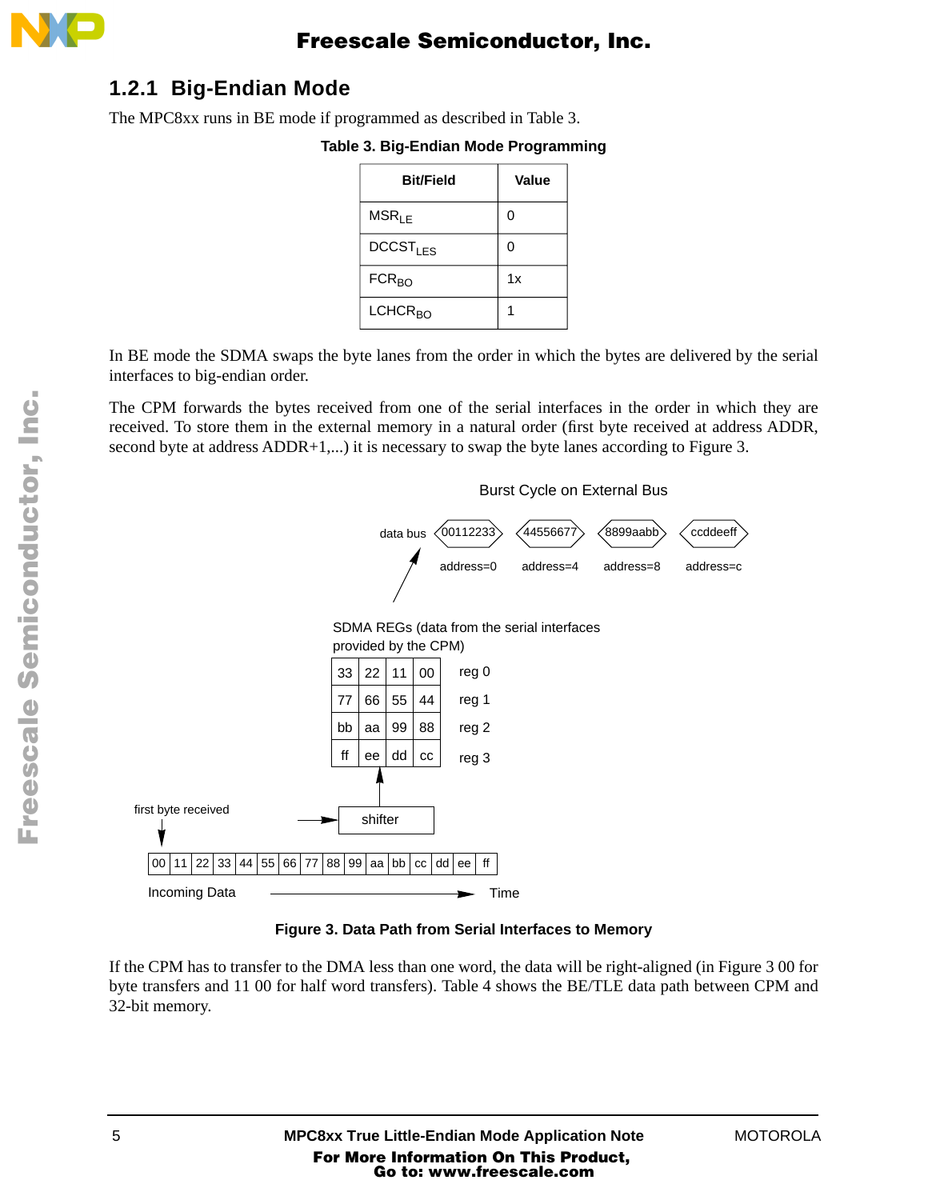### 1.2.1 Big-Endian Mode

The MPC8xx runs in BE mode if programmed as described in Table 3.

**Table 3. Big-Endian Mode Programming**

| Bit/Field | Value |
|---|---|
| $MSR_{LE}$ | 0 |
| $DCCST_{LES}$ | 0 |
| $FCR_{BO}$ | 1x |
| $LCHCR_{BO}$ | 1 |

In BE mode the SDMA swaps the byte lanes from the order in which the bytes are delivered by the serial interfaces to big-endian order.

The CPM forwards the bytes received from one of the serial interfaces in the order in which they are received. To store them in the external memory in a natural order (first byte received at address ADDR, second byte at address ADDR+1,...) it is necessary to swap the byte lanes according to Figure 3.

Burst Cycle on External Bus

data bus: 00112233 (address=0), 44556677 (address=4), 8899aabb (address=8), ccddeeff (address=c)

SDMA REGs (data from the serial interfaces provided by the CPM)

| | | | | |
|---|---|---|---|---|
| 33 | 22 | 11 | 00 | reg 0 |
| 77 | 66 | 55 | 44 | reg 1 |
| bb | aa | 99 | 88 | reg 2 |
| ff | ee | dd | cc | reg 3 |

shifter

first byte received

| 00 | 11 | 22 | 33 | 44 | 55 | 66 | 77 | 88 | 99 | aa | bb | cc | dd | ee | ff |
|---|---|---|---|---|---|---|---|---|---|---|---|---|---|---|---|

Incoming Data → Time

**Figure 3. Data Path from Serial Interfaces to Memory**

If the CPM has to transfer to the DMA less than one word, the data will be right-aligned (in Figure 3 00 for byte transfers and 11 00 for half word transfers). Table 4 shows the BE/TLE data path between CPM and 32-bit memory.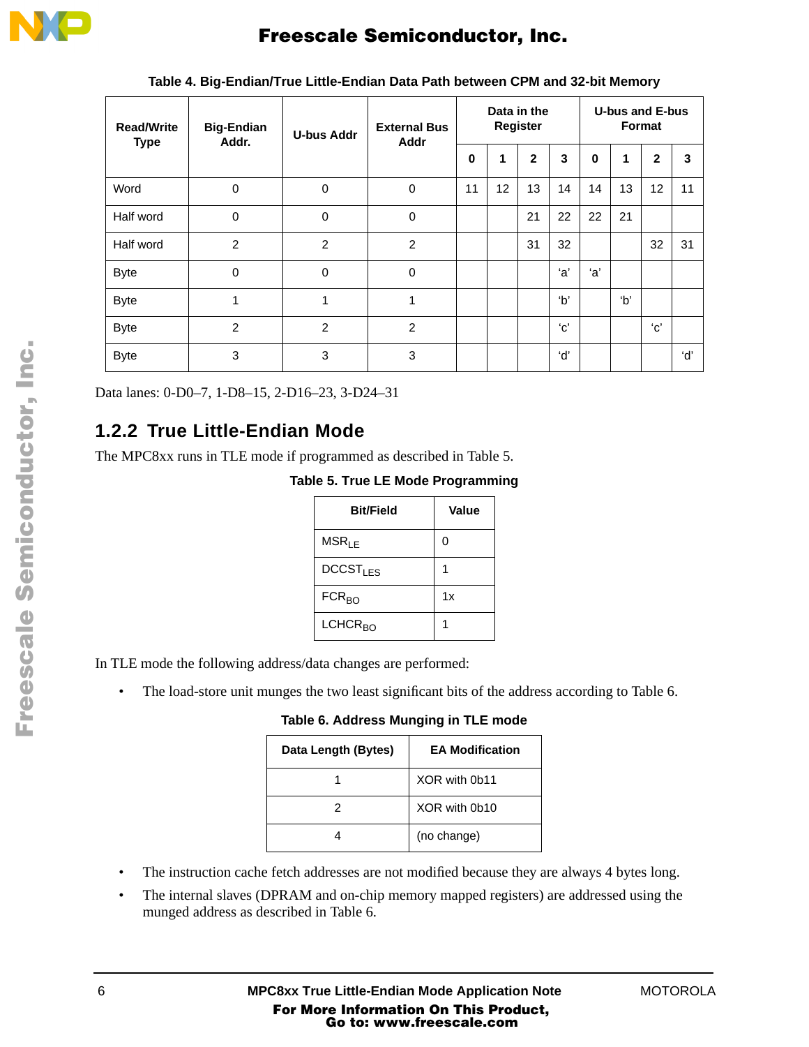**Table 4. Big-Endian/True Little-Endian Data Path between CPM and 32-bit Memory**

| Read/Write Type | Big-Endian Addr. | U-bus Addr | External Bus Addr | Data in the Register | | | | U-bus and E-bus Format | | | |
|---|---|---|---|---|---|---|---|---|---|---|---|
| | | | | 0 | 1 | 2 | 3 | 0 | 1 | 2 | 3 |
| Word | 0 | 0 | 0 | 11 | 12 | 13 | 14 | 14 | 13 | 12 | 11 |
| Half word | 0 | 0 | 0 | | | 21 | 22 | 22 | 21 | | |
| Half word | 2 | 2 | 2 | | | 31 | 32 | | | 32 | 31 |
| Byte | 0 | 0 | 0 | | | | 'a' | 'a' | | | |
| Byte | 1 | 1 | 1 | | | | 'b' | | 'b' | | |
| Byte | 2 | 2 | 2 | | | | 'c' | | | 'c' | |
| Byte | 3 | 3 | 3 | | | | 'd' | | | | 'd' |

Data lanes: 0-D0–7, 1-D8–15, 2-D16–23, 3-D24–31

## 1.2.2 True Little-Endian Mode

The MPC8xx runs in TLE mode if programmed as described in Table 5.

**Table 5. True LE Mode Programming**

| Bit/Field | Value |
|---|---|
| $MSR_{LE}$ | 0 |
| $DCCST_{LES}$ | 1 |
| $FCR_{BO}$ | 1x |
| $LCHCR_{BO}$ | 1 |

In TLE mode the following address/data changes are performed:

- The load-store unit munges the two least significant bits of the address according to Table 6.

**Table 6. Address Munging in TLE mode**

| Data Length (Bytes) | EA Modification |
|---|---|
| 1 | XOR with 0b11 |
| 2 | XOR with 0b10 |
| 4 | (no change) |

- The instruction cache fetch addresses are not modified because they are always 4 bytes long.
- The internal slaves (DPRAM and on-chip memory mapped registers) are addressed using the munged address as described in Table 6.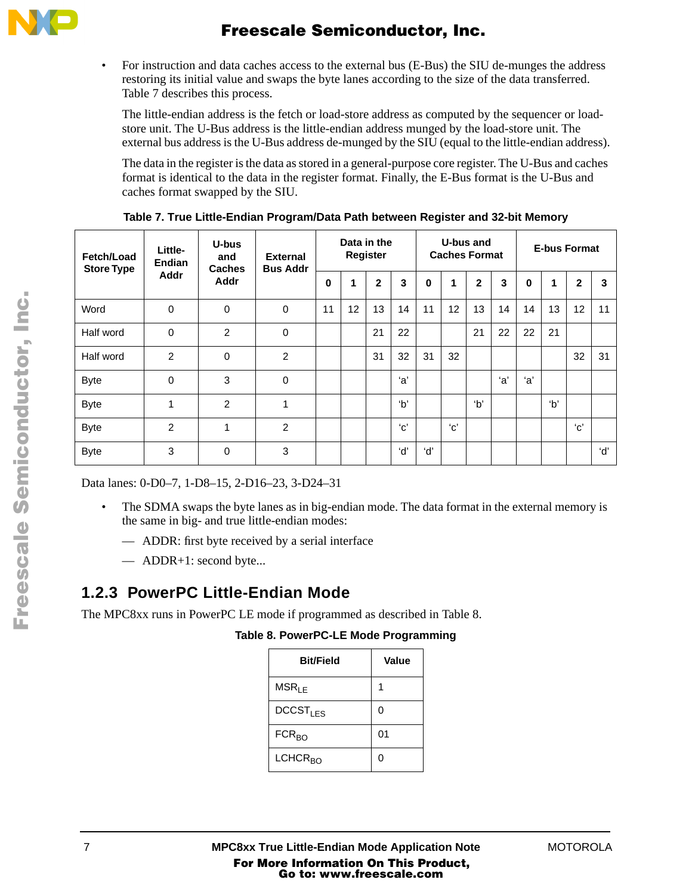- For instruction and data caches access to the external bus (E-Bus) the SIU de-munges the address restoring its initial value and swaps the byte lanes according to the size of the data transferred. Table 7 describes this process.

  The little-endian address is the fetch or load-store address as computed by the sequencer or load-store unit. The U-Bus address is the little-endian address munged by the load-store unit. The external bus address is the U-Bus address de-munged by the SIU (equal to the little-endian address).

  The data in the register is the data as stored in a general-purpose core register. The U-Bus and caches format is identical to the data in the register format. Finally, the E-Bus format is the U-Bus and caches format swapped by the SIU.

**Table 7. True Little-Endian Program/Data Path between Register and 32-bit Memory**

| Fetch/Load Store Type | Little-Endian Addr | U-bus and Caches Addr | External Bus Addr | Data in the Register | | | | U-bus and Caches Format | | | | E-bus Format | | | |
|---|---|---|---|---|---|---|---|---|---|---|---|---|---|---|---|
| | | | | 0 | 1 | 2 | 3 | 0 | 1 | 2 | 3 | 0 | 1 | 2 | 3 |
| Word | 0 | 0 | 0 | 11 | 12 | 13 | 14 | 11 | 12 | 13 | 14 | 14 | 13 | 12 | 11 |
| Half word | 0 | 2 | 0 | | | 21 | 22 | | | 21 | 22 | 22 | 21 | | |
| Half word | 2 | 0 | 2 | | | 31 | 32 | 31 | 32 | | | | | 32 | 31 |
| Byte | 0 | 3 | 0 | | | | 'a' | | | | 'a' | 'a' | | | |
| Byte | 1 | 2 | 1 | | | | 'b' | | | 'b' | | | 'b' | | |
| Byte | 2 | 1 | 2 | | | | 'c' | | 'c' | | | | | 'c' | |
| Byte | 3 | 0 | 3 | | | | 'd' | 'd' | | | | | | | 'd' |

Data lanes: 0-D0–7, 1-D8–15, 2-D16–23, 3-D24–31

- The SDMA swaps the byte lanes as in big-endian mode. The data format in the external memory is the same in big- and true little-endian modes:
  - ADDR: first byte received by a serial interface
  - ADDR+1: second byte...

## 1.2.3 PowerPC Little-Endian Mode

The MPC8xx runs in PowerPC LE mode if programmed as described in Table 8.

**Table 8. PowerPC-LE Mode Programming**

| Bit/Field | Value |
|---|---|
| $MSR_{LE}$ | 1 |
| $DCCST_{LES}$ | 0 |
| $FCR_{BO}$ | 01 |
| $LCHCR_{BO}$ | 0 |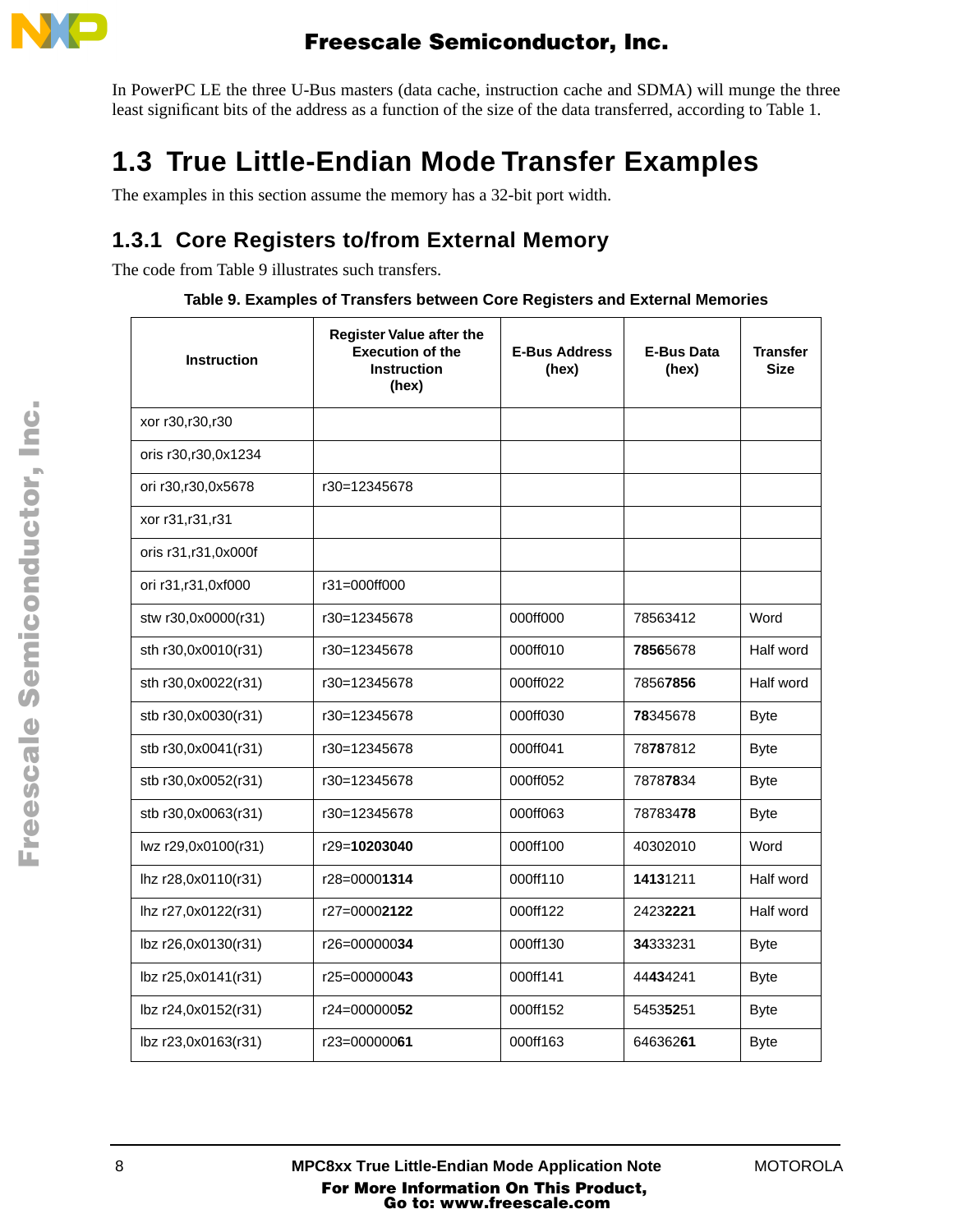In PowerPC LE the three U-Bus masters (data cache, instruction cache and SDMA) will munge the three least significant bits of the address as a function of the size of the data transferred, according to Table 1.

## 1.3 True Little-Endian Mode Transfer Examples

The examples in this section assume the memory has a 32-bit port width.

### 1.3.1 Core Registers to/from External Memory

The code from Table 9 illustrates such transfers.

**Table 9. Examples of Transfers between Core Registers and External Memories**

| Instruction | Register Value after the Execution of the Instruction (hex) | E-Bus Address (hex) | E-Bus Data (hex) | Transfer Size |
|---|---|---|---|---|
| xor r30,r30,r30 | | | | |
| oris r30,r30,0x1234 | | | | |
| ori r30,r30,0x5678 | r30=12345678 | | | |
| xor r31,r31,r31 | | | | |
| oris r31,r31,0x000f | | | | |
| ori r31,r31,0xf000 | r31=000ff000 | | | |
| stw r30,0x0000(r31) | r30=12345678 | 000ff000 | 78563412 | Word |
| sth r30,0x0010(r31) | r30=12345678 | 000ff010 | **7856**5678 | Half word |
| sth r30,0x0022(r31) | r30=12345678 | 000ff022 | 7856**7856** | Half word |
| stb r30,0x0030(r31) | r30=12345678 | 000ff030 | **78**345678 | Byte |
| stb r30,0x0041(r31) | r30=12345678 | 000ff041 | 78**78**7812 | Byte |
| stb r30,0x0052(r31) | r30=12345678 | 000ff052 | 7878**78**34 | Byte |
| stb r30,0x0063(r31) | r30=12345678 | 000ff063 | 787834**78** | Byte |
| lwz r29,0x0100(r31) | r29=**10203040** | 000ff100 | 40302010 | Word |
| lhz r28,0x0110(r31) | r28=0000**1314** | 000ff110 | **1413**1211 | Half word |
| lhz r27,0x0122(r31) | r27=0000**2122** | 000ff122 | 2423**2221** | Half word |
| lbz r26,0x0130(r31) | r26=000000**34** | 000ff130 | **34**333231 | Byte |
| lbz r25,0x0141(r31) | r25=000000**43** | 000ff141 | 44**43**4241 | Byte |
| lbz r24,0x0152(r31) | r24=000000**52** | 000ff152 | 5453**52**51 | Byte |
| lbz r23,0x0163(r31) | r23=000000**61** | 000ff163 | 646362**61** | Byte |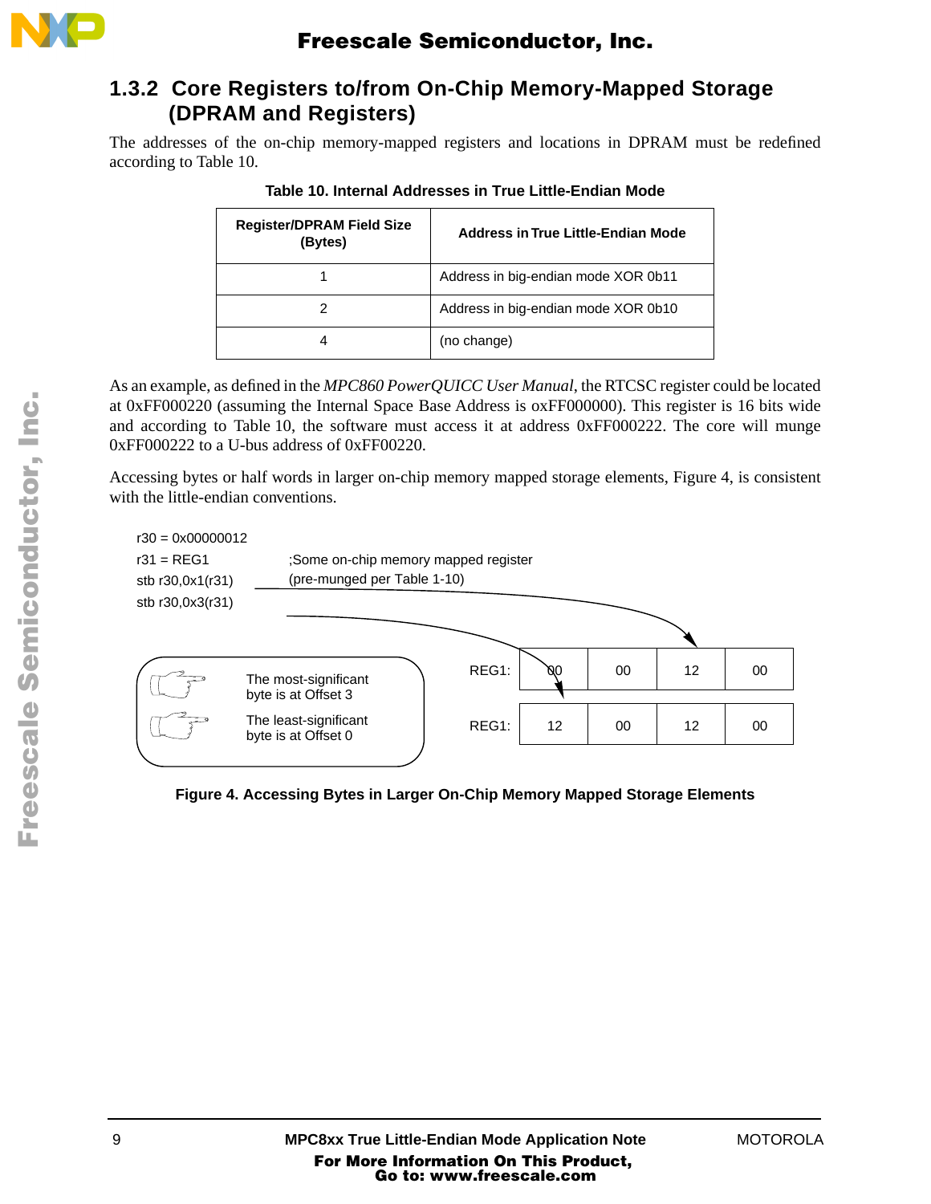### 1.3.2 Core Registers to/from On-Chip Memory-Mapped Storage (DPRAM and Registers)

The addresses of the on-chip memory-mapped registers and locations in DPRAM must be redefined according to Table 10.

**Table 10. Internal Addresses in True Little-Endian Mode**

| Register/DPRAM Field Size (Bytes) | Address in True Little-Endian Mode |
|---|---|
| 1 | Address in big-endian mode XOR 0b11 |
| 2 | Address in big-endian mode XOR 0b10 |
| 4 | (no change) |

As an example, as defined in the *MPC860 PowerQUICC User Manual*, the RTCSC register could be located at 0xFF000220 (assuming the Internal Space Base Address is oxFF000000). This register is 16 bits wide and according to Table 10, the software must access it at address 0xFF000222. The core will munge 0xFF000222 to a U-bus address of 0xFF00220.

Accessing bytes or half words in larger on-chip memory mapped storage elements, Figure 4, is consistent with the little-endian conventions.

```
r30 = 0x00000012
r31 = REG1          ;Some on-chip memory mapped register
stb r30,0x1(r31)    (pre-munged per Table 1-10)
stb r30,0x3(r31)
```

| | | | | |
|---|---|---|---|---|
| REG1: | 00 | 00 | 12 | 00 |
| REG1: | 12 | 00 | 12 | 00 |

The most-significant byte is at Offset 3

The least-significant byte is at Offset 0

**Figure 4. Accessing Bytes in Larger On-Chip Memory Mapped Storage Elements**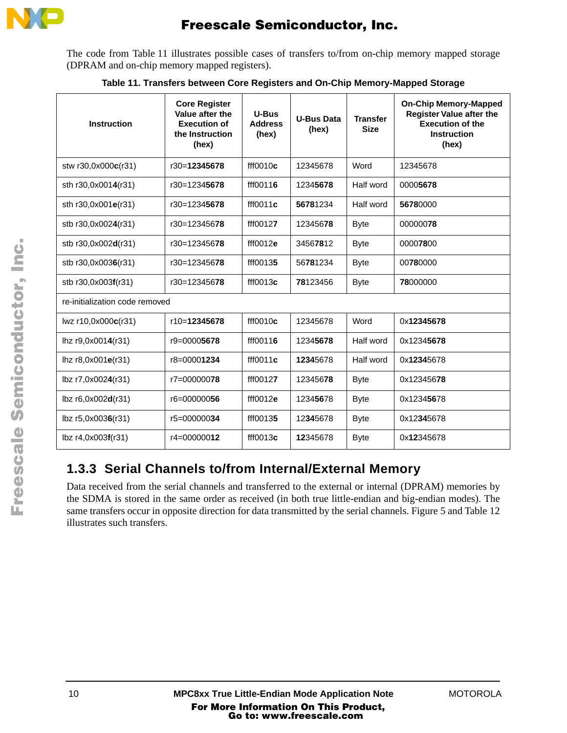The code from Table 11 illustrates possible cases of transfers to/from on-chip memory mapped storage (DPRAM and on-chip memory mapped registers).

**Table 11. Transfers between Core Registers and On-Chip Memory-Mapped Storage**

| Instruction | Core Register Value after the Execution of the Instruction (hex) | U-Bus Address (hex) | U-Bus Data (hex) | Transfer Size | On-Chip Memory-Mapped Register Value after the Execution of the Instruction (hex) |
|---|---|---|---|---|---|
| stw r30,0x000**c**(r31) | r30=**12345678** | fff0010**c** | 12345678 | Word | 12345678 |
| sth r30,0x001**4**(r31) | r30=1234**5678** | fff0011**6** | 1234**5678** | Half word | 0000**5678** |
| sth r30,0x001**e**(r31) | r30=1234**5678** | fff0011**c** | **5678**1234 | Half word | **5678**0000 |
| stb r30,0x002**4**(r31) | r30=123456**78** | fff0012**7** | 123456**78** | Byte | 000000**78** |
| stb r30,0x002**d**(r31) | r30=123456**78** | fff0012**e** | 3456**78**12 | Byte | 0000**78**00 |
| stb r30,0x003**6**(r31) | r30=123456**78** | fff0013**5** | 56**78**1234 | Byte | 00**78**0000 |
| stb r30,0x003**f**(r31) | r30=123456**78** | fff0013**c** | **78**123456 | Byte | **78**000000 |
| re-initialization code removed | | | | | |
| lwz r10,0x000**c**(r31) | r10=**12345678** | fff0010**c** | 12345678 | Word | 0x**12345678** |
| lhz r9,0x001**4**(r31) | r9=0000**5678** | fff0011**6** | 1234**5678** | Half word | 0x1234**5678** |
| lhz r8,0x001**e**(r31) | r8=0000**1234** | fff0011**c** | **1234**5678 | Half word | 0x**1234**5678 |
| lbz r7,0x002**4**(r31) | r7=000000**78** | fff0012**7** | 123456**78** | Byte | 0x123456**78** |
| lbz r6,0x002**d**(r31) | r6=000000**56** | fff0012**e** | 1234**56**78 | Byte | 0x1234**56**78 |
| lbz r5,0x003**6**(r31) | r5=000000**34** | fff0013**5** | 12**34**5678 | Byte | 0x12**34**5678 |
| lbz r4,0x003**f**(r31) | r4=000000**12** | fff0013**c** | **12**345678 | Byte | 0x**12**345678 |

### 1.3.3 Serial Channels to/from Internal/External Memory

Data received from the serial channels and transferred to the external or internal (DPRAM) memories by the SDMA is stored in the same order as received (in both true little-endian and big-endian modes). The same transfers occur in opposite direction for data transmitted by the serial channels. Figure 5 and Table 12 illustrates such transfers.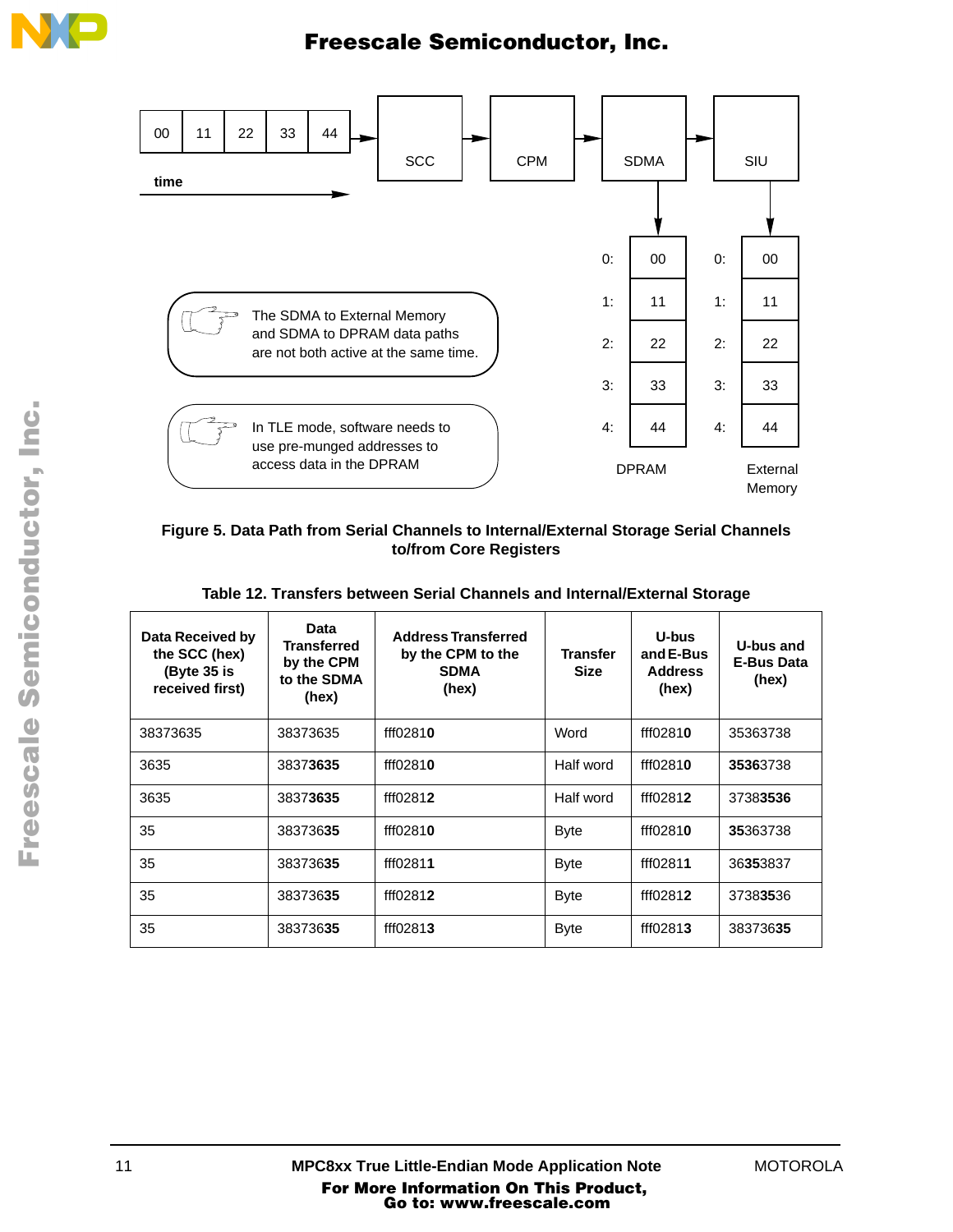The SDMA to External Memory and SDMA to DPRAM data paths are not both active at the same time.

In TLE mode, software needs to use pre-munged addresses to access data in the DPRAM

**Figure 5. Data Path from Serial Channels to Internal/External Storage Serial Channels to/from Core Registers**

**Table 12. Transfers between Serial Channels and Internal/External Storage**

| Data Received by the SCC (hex) (Byte 35 is received first) | Data Transferred by the CPM to the SDMA (hex) | Address Transferred by the CPM to the SDMA (hex) | Transfer Size | U-bus and E-Bus Address (hex) | U-bus and E-Bus Data (hex) |
|---|---|---|---|---|---|
| 38373635 | 38373635 | fff0281**0** | Word | fff0281**0** | 35363738 |
| 3635 | 3837**3635** | fff0281**0** | Half word | fff0281**0** | **3536**3738 |
| 3635 | 3837**3635** | fff0281**2** | Half word | fff0281**2** | 3738**3536** |
| 35 | 383736**35** | fff0281**0** | Byte | fff0281**0** | **35**363738 |
| 35 | 383736**35** | fff0281**1** | Byte | fff0281**1** | 36**35**3837 |
| 35 | 383736**35** | fff0281**2** | Byte | fff0281**2** | 3738**35**36 |
| 35 | 383736**35** | fff0281**3** | Byte | fff0281**3** | 383736**35** |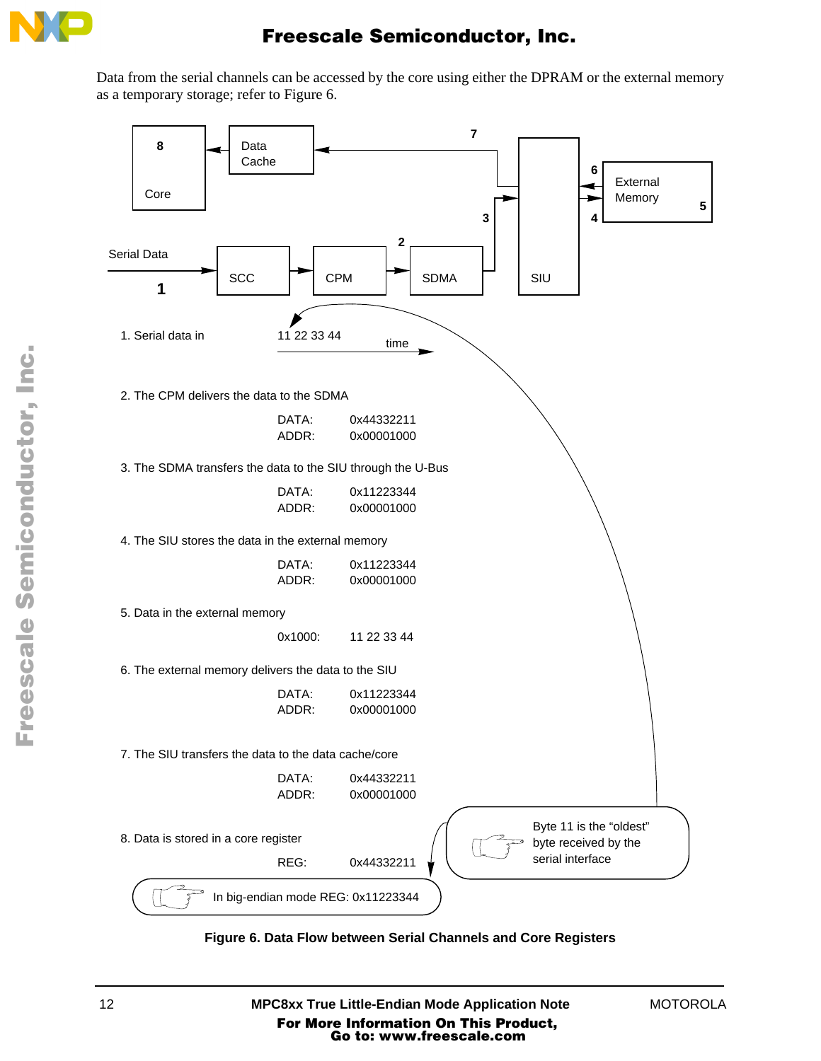Data from the serial channels can be accessed by the core using either the DPRAM or the external memory as a temporary storage; refer to Figure 6.

8 Core

Data Cache

7

6

External Memory 5

4

3

2

Serial Data

1

SCC

CPM

SDMA

SIU

1. Serial data in 11 22 33 44 time

2. The CPM delivers the data to the SDMA

DATA: 0x44332211
ADDR: 0x00001000

3. The SDMA transfers the data to the SIU through the U-Bus

DATA: 0x11223344
ADDR: 0x00001000

4. The SIU stores the data in the external memory

DATA: 0x11223344
ADDR: 0x00001000

5. Data in the external memory

0x1000: 11 22 33 44

6. The external memory delivers the data to the SIU

DATA: 0x11223344
ADDR: 0x00001000

7. The SIU transfers the data to the data cache/core

DATA: 0x44332211
ADDR: 0x00001000

8. Data is stored in a core register

REG: 0x44332211

Byte 11 is the "oldest" byte received by the serial interface

In big-endian mode REG: 0x11223344

**Figure 6. Data Flow between Serial Channels and Core Registers**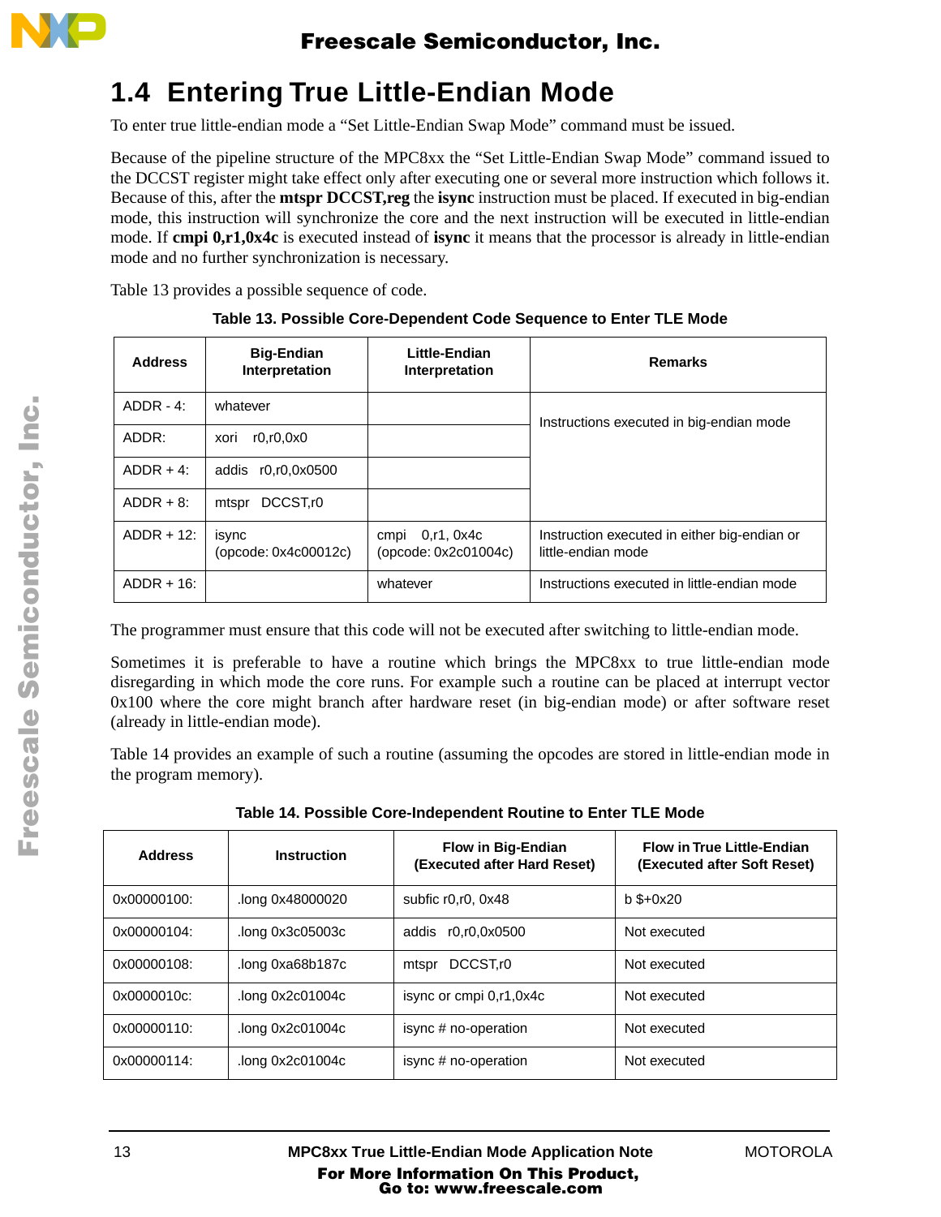## 1.4 Entering True Little-Endian Mode

To enter true little-endian mode a "Set Little-Endian Swap Mode" command must be issued.

Because of the pipeline structure of the MPC8xx the "Set Little-Endian Swap Mode" command issued to the DCCST register might take effect only after executing one or several more instruction which follows it. Because of this, after the **mtspr DCCST,reg** the **isync** instruction must be placed. If executed in big-endian mode, this instruction will synchronize the core and the next instruction will be executed in little-endian mode. If **cmpi 0,r1,0x4c** is executed instead of **isync** it means that the processor is already in little-endian mode and no further synchronization is necessary.

Table 13 provides a possible sequence of code.

**Table 13. Possible Core-Dependent Code Sequence to Enter TLE Mode**

| Address | Big-Endian Interpretation | Little-Endian Interpretation | Remarks |
|---|---|---|---|
| ADDR - 4: | whatever | | Instructions executed in big-endian mode |
| ADDR: | xori r0,r0,0x0 | | |
| ADDR + 4: | addis r0,r0,0x0500 | | |
| ADDR + 8: | mtspr DCCST,r0 | | |
| ADDR + 12: | isync (opcode: 0x4c00012c) | cmpi 0,r1, 0x4c (opcode: 0x2c01004c) | Instruction executed in either big-endian or little-endian mode |
| ADDR + 16: | | whatever | Instructions executed in little-endian mode |

The programmer must ensure that this code will not be executed after switching to little-endian mode.

Sometimes it is preferable to have a routine which brings the MPC8xx to true little-endian mode disregarding in which mode the core runs. For example such a routine can be placed at interrupt vector 0x100 where the core might branch after hardware reset (in big-endian mode) or after software reset (already in little-endian mode).

Table 14 provides an example of such a routine (assuming the opcodes are stored in little-endian mode in the program memory).

**Table 14. Possible Core-Independent Routine to Enter TLE Mode**

| Address | Instruction | Flow in Big-Endian (Executed after Hard Reset) | Flow in True Little-Endian (Executed after Soft Reset) |
|---|---|---|---|
| 0x00000100: | .long 0x48000020 | subfic r0,r0, 0x48 | b $+0x20 |
| 0x00000104: | .long 0x3c05003c | addis r0,r0,0x0500 | Not executed |
| 0x00000108: | .long 0xa68b187c | mtspr DCCST,r0 | Not executed |
| 0x0000010c: | .long 0x2c01004c | isync or cmpi 0,r1,0x4c | Not executed |
| 0x00000110: | .long 0x2c01004c | isync # no-operation | Not executed |
| 0x00000114: | .long 0x2c01004c | isync # no-operation | Not executed |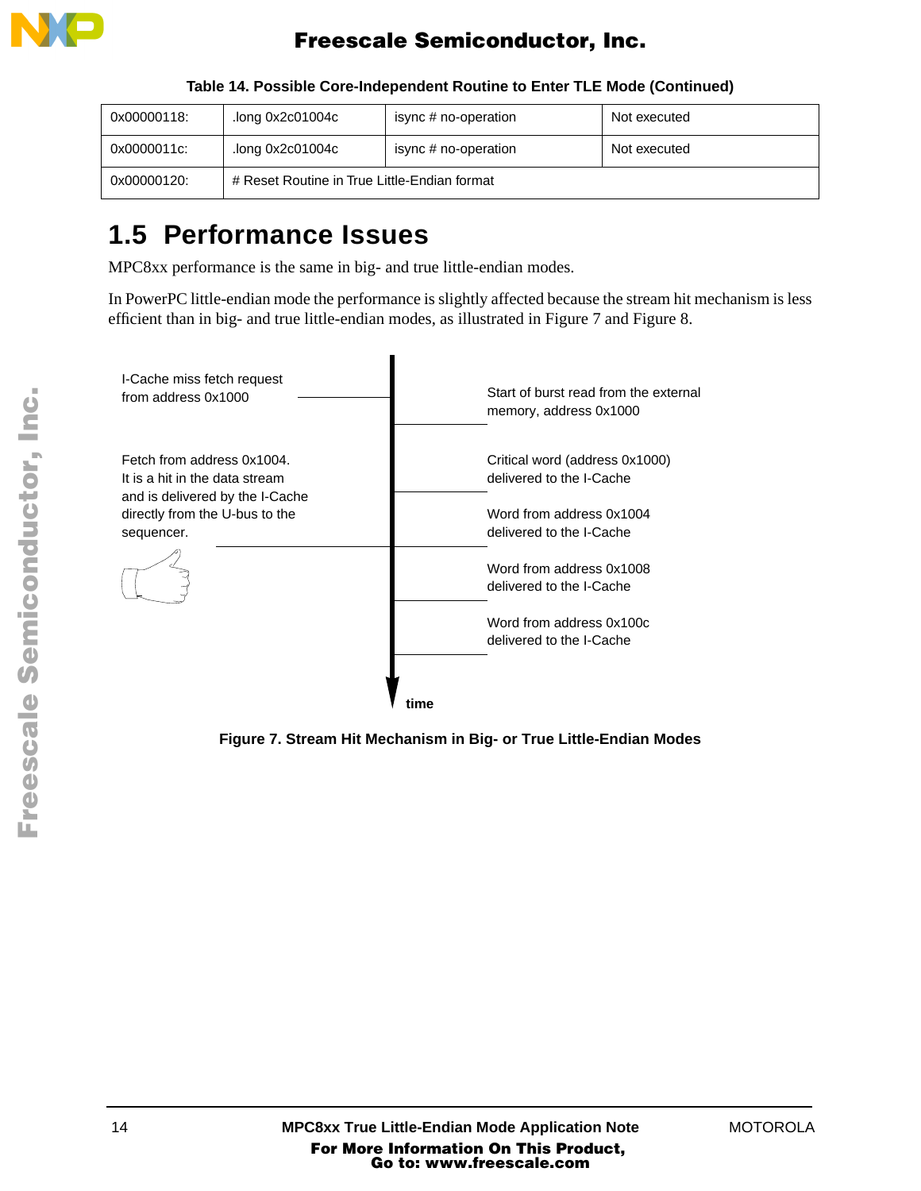**Table 14. Possible Core-Independent Routine to Enter TLE Mode (Continued)**

| | | | |
|---|---|---|---|
| 0x00000118: | .long 0x2c01004c | isync # no-operation | Not executed |
| 0x0000011c: | .long 0x2c01004c | isync # no-operation | Not executed |
| 0x00000120: | # Reset Routine in True Little-Endian format | | |

## 1.5 Performance Issues

MPC8xx performance is the same in big- and true little-endian modes.

In PowerPC little-endian mode the performance is slightly affected because the stream hit mechanism is less efficient than in big- and true little-endian modes, as illustrated in Figure 7 and Figure 8.

I-Cache miss fetch request from address 0x1000

Start of burst read from the external memory, address 0x1000

Fetch from address 0x1004. It is a hit in the data stream and is delivered by the I-Cache directly from the U-bus to the sequencer.

Critical word (address 0x1000) delivered to the I-Cache

Word from address 0x1004 delivered to the I-Cache

Word from address 0x1008 delivered to the I-Cache

Word from address 0x100c delivered to the I-Cache

time

**Figure 7. Stream Hit Mechanism in Big- or True Little-Endian Modes**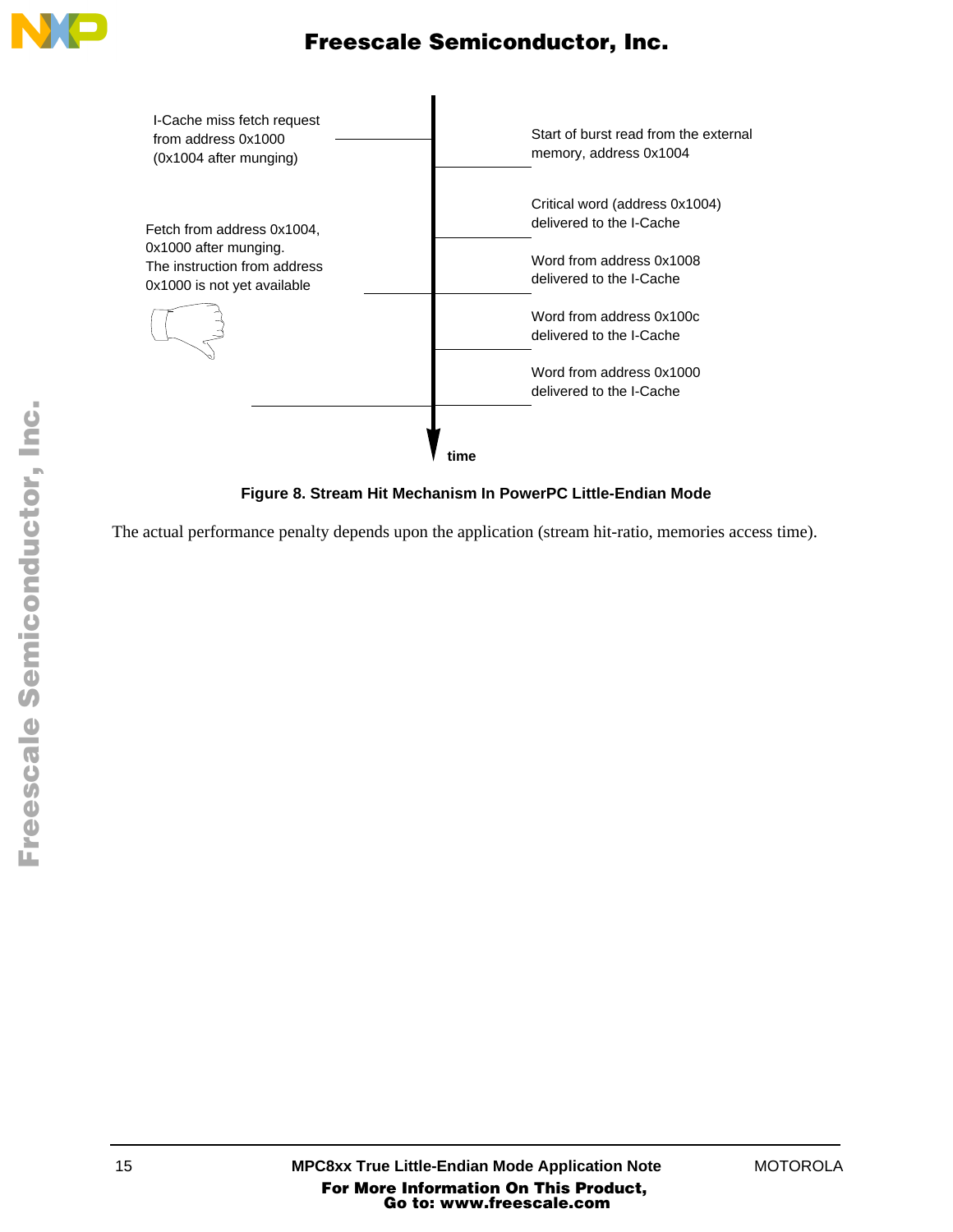I-Cache miss fetch request from address 0x1000 (0x1004 after munging)

Start of burst read from the external memory, address 0x1004

Critical word (address 0x1004) delivered to the I-Cache

Fetch from address 0x1004, 0x1000 after munging. The instruction from address 0x1000 is not yet available

Word from address 0x1008 delivered to the I-Cache

Word from address 0x100c delivered to the I-Cache

Word from address 0x1000 delivered to the I-Cache

time

**Figure 8. Stream Hit Mechanism In PowerPC Little-Endian Mode**

The actual performance penalty depends upon the application (stream hit-ratio, memories access time).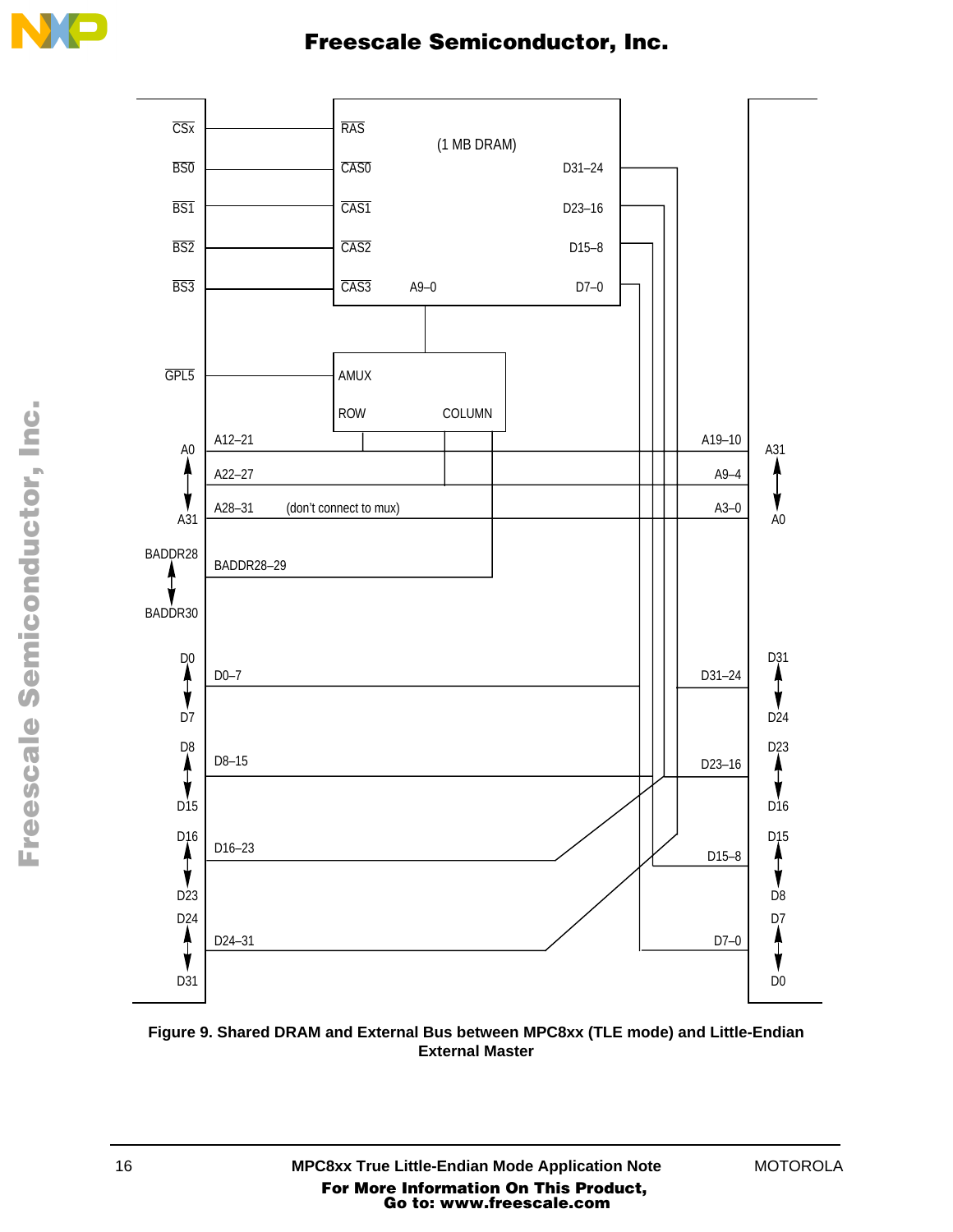Figure 9. Shared DRAM and External Bus between MPC8xx (TLE mode) and Little-Endian External Master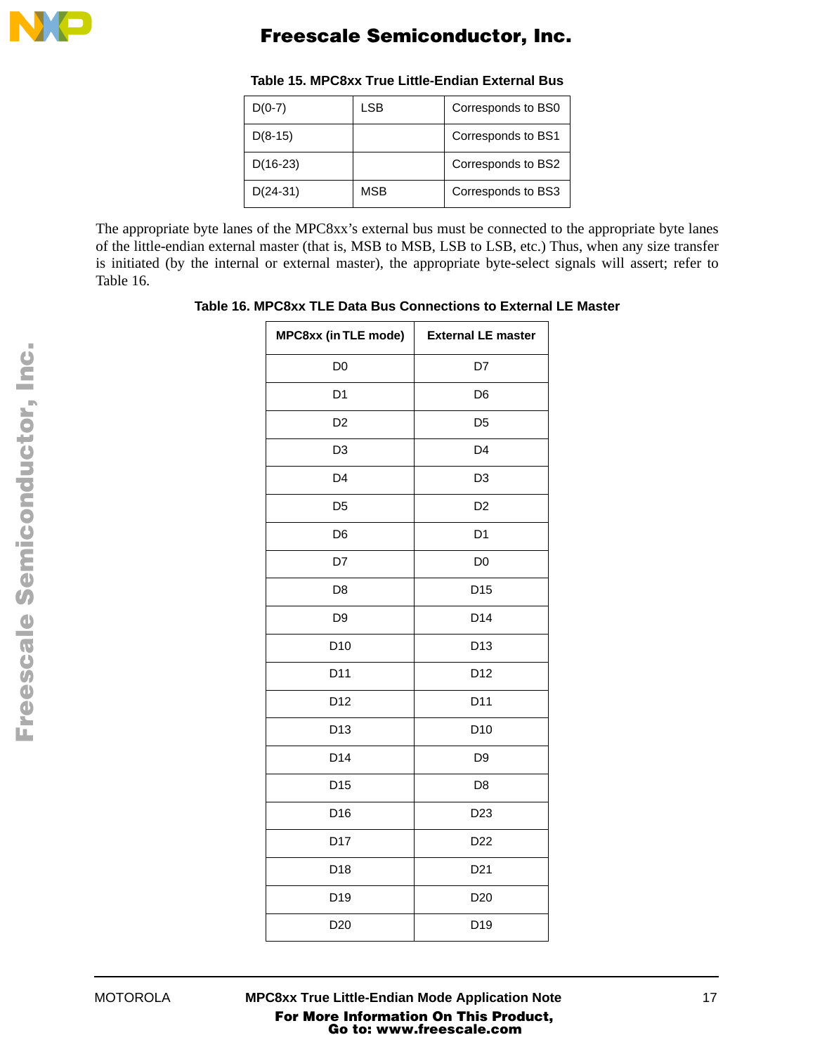**Table 15. MPC8xx True Little-Endian External Bus**

| | | |
|---|---|---|
| D(0-7) | LSB | Corresponds to BS0 |
| D(8-15) | | Corresponds to BS1 |
| D(16-23) | | Corresponds to BS2 |
| D(24-31) | MSB | Corresponds to BS3 |

The appropriate byte lanes of the MPC8xx's external bus must be connected to the appropriate byte lanes of the little-endian external master (that is, MSB to MSB, LSB to LSB, etc.) Thus, when any size transfer is initiated (by the internal or external master), the appropriate byte-select signals will assert; refer to Table 16.

**Table 16. MPC8xx TLE Data Bus Connections to External LE Master**

| MPC8xx (in TLE mode) | External LE master |
|---|---|
| D0 | D7 |
| D1 | D6 |
| D2 | D5 |
| D3 | D4 |
| D4 | D3 |
| D5 | D2 |
| D6 | D1 |
| D7 | D0 |
| D8 | D15 |
| D9 | D14 |
| D10 | D13 |
| D11 | D12 |
| D12 | D11 |
| D13 | D10 |
| D14 | D9 |
| D15 | D8 |
| D16 | D23 |
| D17 | D22 |
| D18 | D21 |
| D19 | D20 |
| D20 | D19 |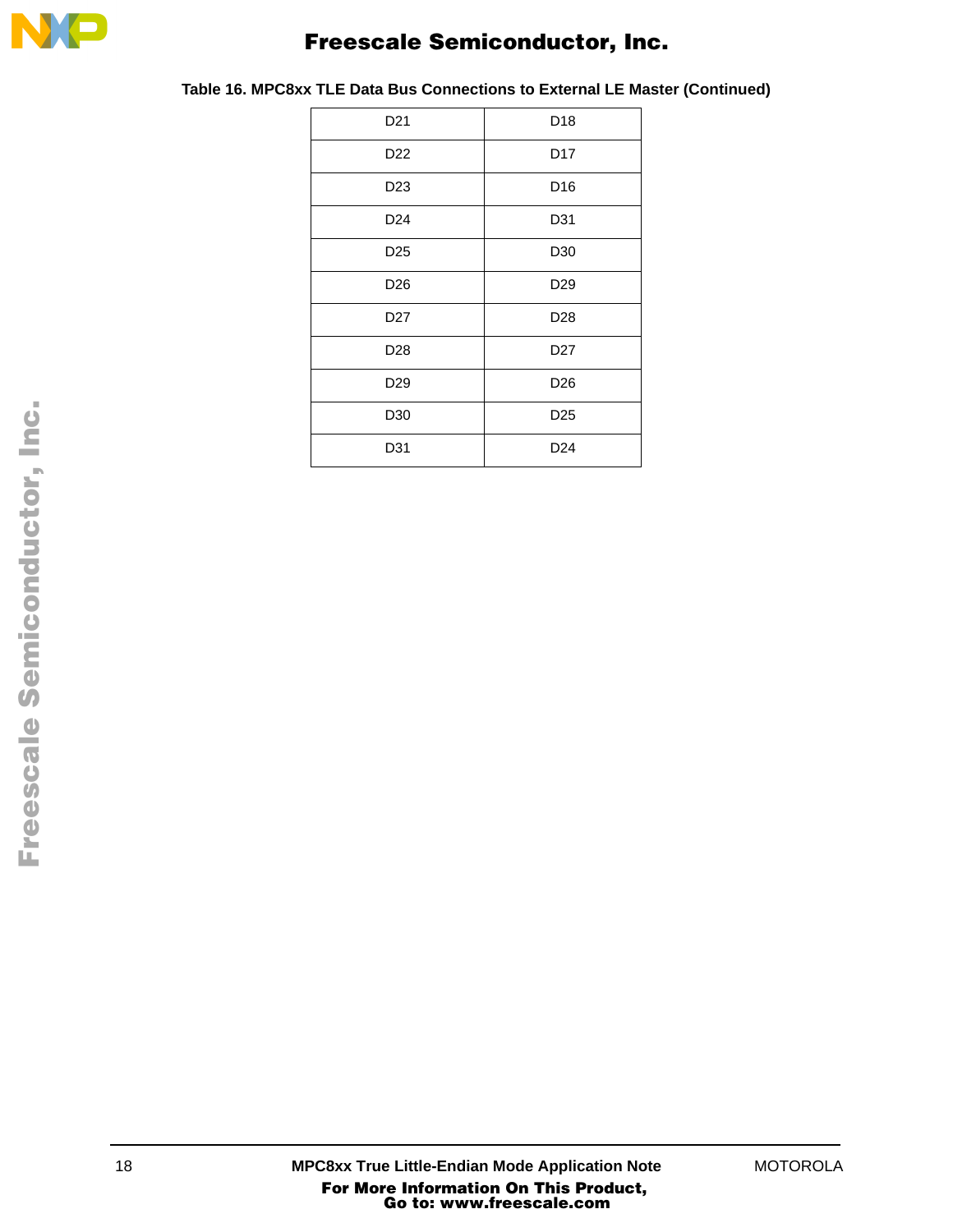**Table 16. MPC8xx TLE Data Bus Connections to External LE Master (Continued)**

| | |
|---|---|
| D21 | D18 |
| D22 | D17 |
| D23 | D16 |
| D24 | D31 |
| D25 | D30 |
| D26 | D29 |
| D27 | D28 |
| D28 | D27 |
| D29 | D26 |
| D30 | D25 |
| D31 | D24 |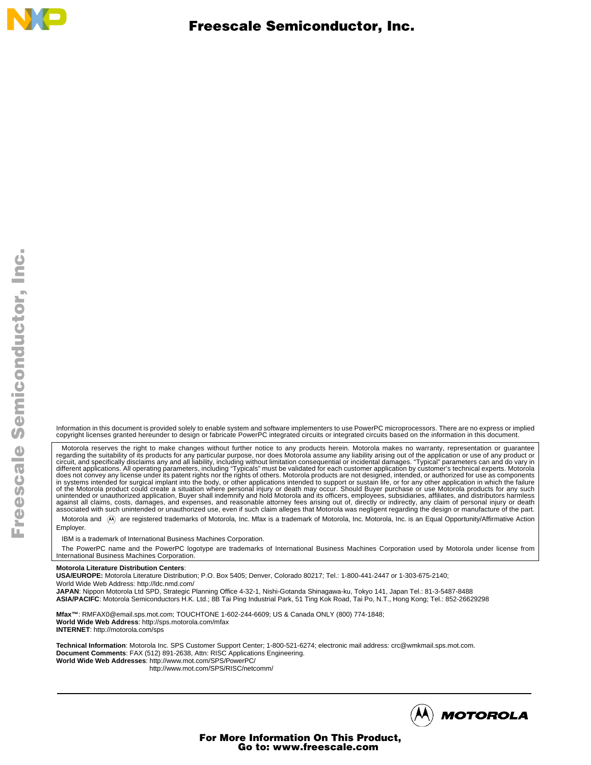Information in this document is provided solely to enable system and software implementers to use PowerPC microprocessors. There are no express or implied copyright licenses granted hereunder to design or fabricate PowerPC integrated circuits or integrated circuits based on the information in this document.

Motorola reserves the right to make changes without further notice to any products herein. Motorola makes no warranty, representation or guarantee regarding the suitability of its products for any particular purpose, nor does Motorola assume any liability arising out of the application or use of any product or circuit, and specifically disclaims any and all liability, including without limitation consequential or incidental damages. “Typical” parameters can and do vary in different applications. All operating parameters, including “Typicals” must be validated for each customer application by customer’s technical experts. Motorola does not convey any license under its patent rights nor the rights of others. Motorola products are not designed, intended, or authorized for use as components in systems intended for surgical implant into the body, or other applications intended to support or sustain life, or for any other application in which the failure of the Motorola product could create a situation where personal injury or death may occur. Should Buyer purchase or use Motorola products for any such unintended or unauthorized application, Buyer shall indemnify and hold Motorola and its officers, employees, subsidiaries, affiliates, and distributors harmless against all claims, costs, damages, and expenses, and reasonable attorney fees arising out of, directly or indirectly, any claim of personal injury or death associated with such unintended or unauthorized use, even if such claim alleges that Motorola was negligent regarding the design or manufacture of the part.

Motorola and Ⓜ are registered trademarks of Motorola, Inc. Mfax is a trademark of Motorola, Inc. Motorola, Inc. is an Equal Opportunity/Affirmative Action Employer.

IBM is a trademark of International Business Machines Corporation.

The PowerPC name and the PowerPC logotype are trademarks of International Business Machines Corporation used by Motorola under license from International Business Machines Corporation.

**Motorola Literature Distribution Centers**:
**USA/EUROPE:** Motorola Literature Distribution; P.O. Box 5405; Denver, Colorado 80217; Tel.: 1-800-441-2447 or 1-303-675-2140;
World Wide Web Address: http://ldc.nmd.com/
**JAPAN**: Nippon Motorola Ltd SPD, Strategic Planning Office 4-32-1, Nishi-Gotanda Shinagawa-ku, Tokyo 141, Japan Tel.: 81-3-5487-8488
**ASIA/PACIFC**: Motorola Semiconductors H.K. Ltd.; 8B Tai Ping Industrial Park, 51 Ting Kok Road, Tai Po, N.T., Hong Kong; Tel.: 852-26629298

**Mfax™**: RMFAX0@email.sps.mot.com; TOUCHTONE 1-602-244-6609; US & Canada ONLY (800) 774-1848;
**World Wide Web Address**: http://sps.motorola.com/mfax
**INTERNET**: http://motorola.com/sps

**Technical Information**: Motorola Inc. SPS Customer Support Center; 1-800-521-6274; electronic mail address: crc@wmkmail.sps.mot.com.
**Document Comments**: FAX (512) 891-2638, Attn: RISC Applications Engineering.
**World Wide Web Addresses**: http://www.mot.com/SPS/PowerPC/
http://www.mot.com/SPS/RISC/netcomm/

MOTOROLA